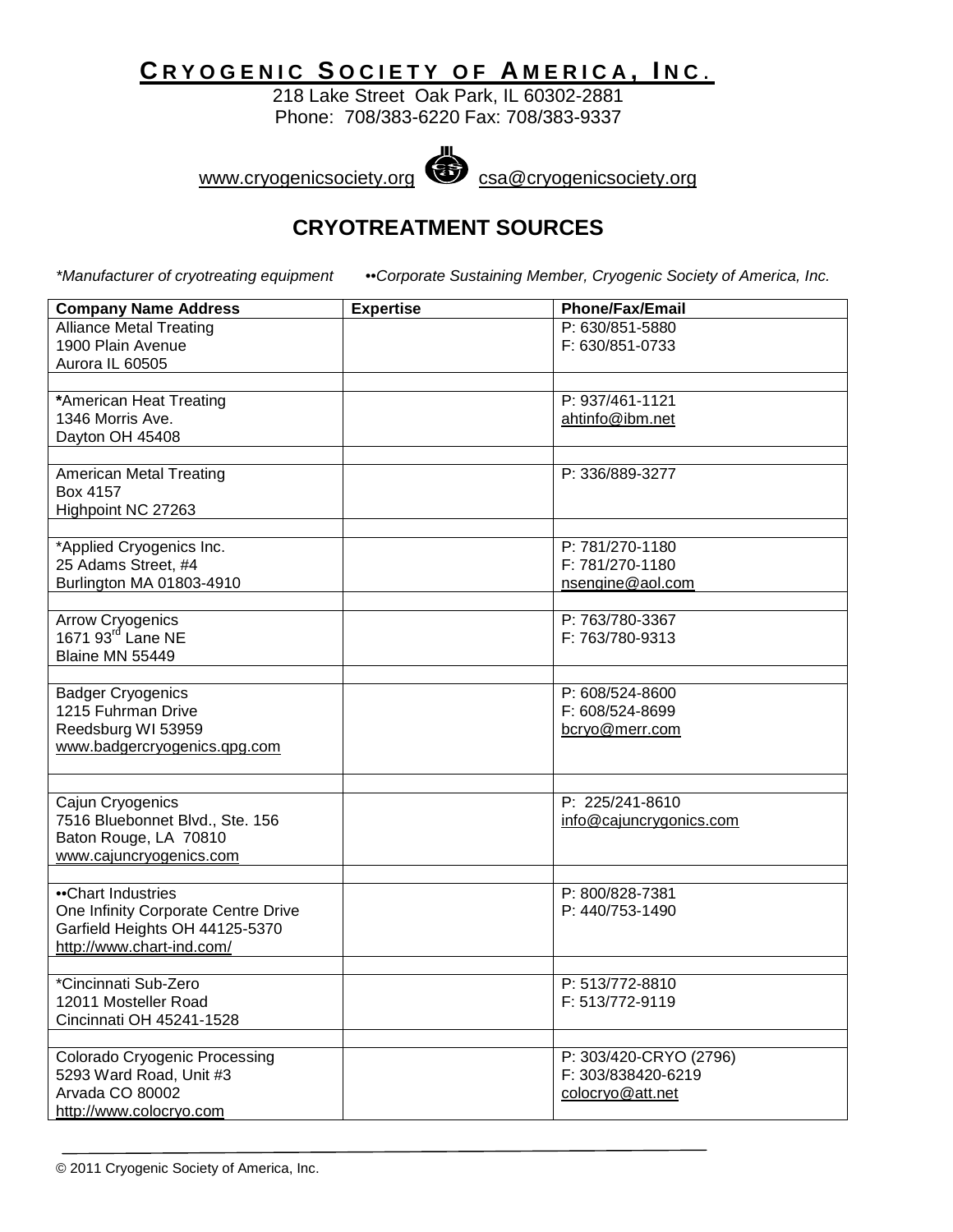# Cryogenic Society of America, Inc.

218 Lake Street Oak Park, IL 60302-2881
Phone: 708/383-6220 Fax: 708/383-9337

www.cryogenicsociety.org csa@cryogenicsociety.org

## CRYOTREATMENT SOURCES

*\*Manufacturer of cryotreating equipment* *••Corporate Sustaining Member, Cryogenic Society of America, Inc.*

| Company Name Address | Expertise | Phone/Fax/Email |
|---|---|---|
| Alliance Metal Treating<br>1900 Plain Avenue<br>Aurora IL 60505 | | P: 630/851-5880<br>F: 630/851-0733 |
| | | |
| **\***American Heat Treating<br>1346 Morris Ave.<br>Dayton OH 45408 | | P: 937/461-1121<br>ahtinfo@ibm.net |
| | | |
| American Metal Treating<br>Box 4157<br>Highpoint NC 27263 | | P: 336/889-3277 |
| | | |
| \*Applied Cryogenics Inc.<br>25 Adams Street, #4<br>Burlington MA 01803-4910 | | P: 781/270-1180<br>F: 781/270-1180<br>nsengine@aol.com |
| | | |
| Arrow Cryogenics<br>1671 93rd Lane NE<br>Blaine MN 55449 | | P: 763/780-3367<br>F: 763/780-9313 |
| | | |
| Badger Cryogenics<br>1215 Fuhrman Drive<br>Reedsburg WI 53959<br>www.badgercryogenics.qpg.com | | P: 608/524-8600<br>F: 608/524-8699<br>bcryo@merr.com |
| | | |
| Cajun Cryogenics<br>7516 Bluebonnet Blvd., Ste. 156<br>Baton Rouge, LA 70810<br>www.cajuncryogenics.com | | P: 225/241-8610<br>info@cajuncrygonics.com |
| | | |
| ••Chart Industries<br>One Infinity Corporate Centre Drive<br>Garfield Heights OH 44125-5370<br>http://www.chart-ind.com/ | | P: 800/828-7381<br>P: 440/753-1490 |
| | | |
| \*Cincinnati Sub-Zero<br>12011 Mosteller Road<br>Cincinnati OH 45241-1528 | | P: 513/772-8810<br>F: 513/772-9119 |
| | | |
| Colorado Cryogenic Processing<br>5293 Ward Road, Unit #3<br>Arvada CO 80002<br>http://www.colocryo.com | | P: 303/420-CRYO (2796)<br>F: 303/838420-6219<br>colocryo@att.net |

© 2011 Cryogenic Society of America, Inc.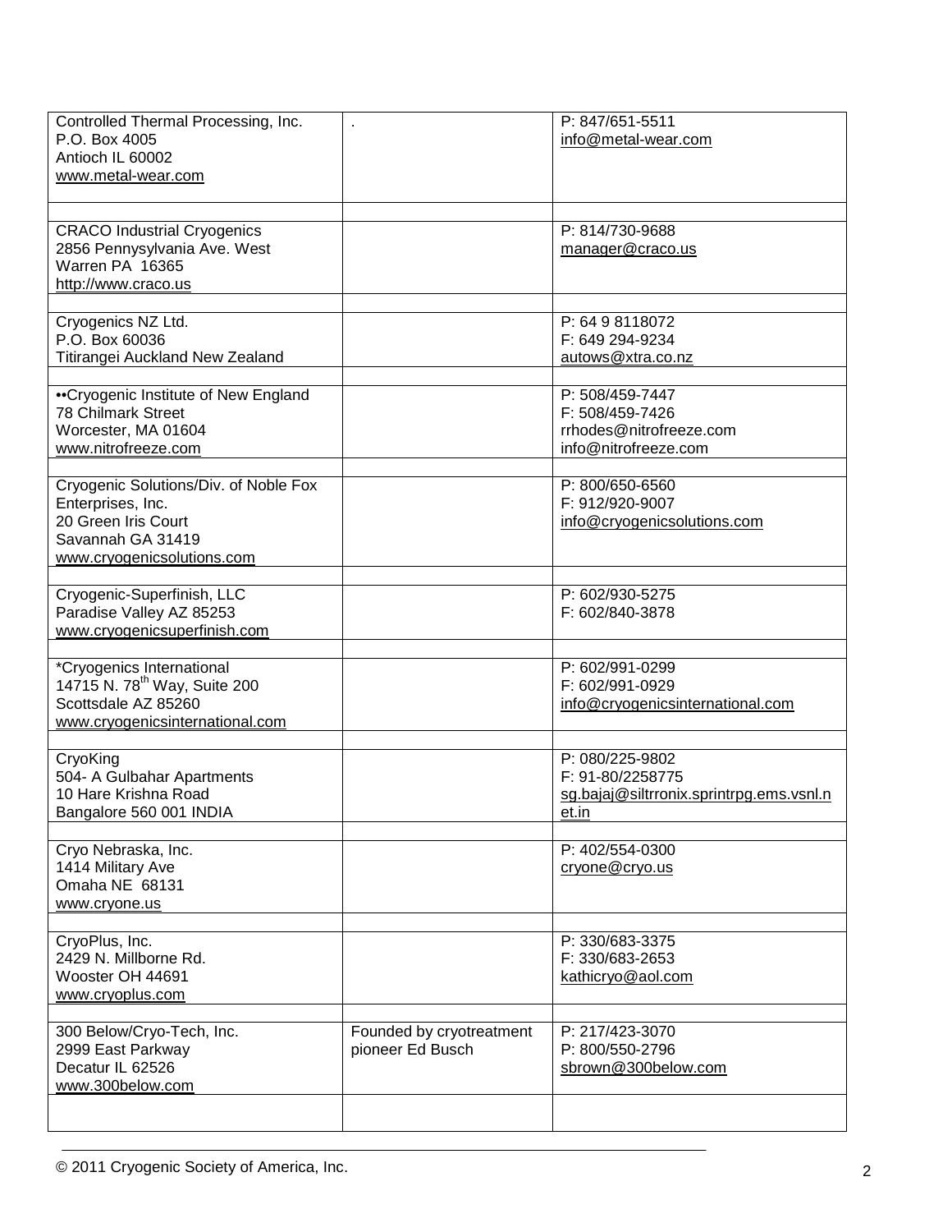| | | |
|---|---|---|
| Controlled Thermal Processing, Inc.<br>P.O. Box 4005<br>Antioch IL 60002<br>www.metal-wear.com | . | P: 847/651-5511<br>info@metal-wear.com |
| | | |
| CRACO Industrial Cryogenics<br>2856 Pennysylvania Ave. West<br>Warren PA 16365<br>http://www.craco.us | | P: 814/730-9688<br>manager@craco.us |
| | | |
| Cryogenics NZ Ltd.<br>P.O. Box 60036<br>Titirangei Auckland New Zealand | | P: 64 9 8118072<br>F: 649 294-9234<br>autows@xtra.co.nz |
| | | |
| ••Cryogenic Institute of New England<br>78 Chilmark Street<br>Worcester, MA 01604<br>www.nitrofreeze.com | | P: 508/459-7447<br>F: 508/459-7426<br>rrhodes@nitrofreeze.com<br>info@nitrofreeze.com |
| | | |
| Cryogenic Solutions/Div. of Noble Fox Enterprises, Inc.<br>20 Green Iris Court<br>Savannah GA 31419<br>www.cryogenicsolutions.com | | P: 800/650-6560<br>F: 912/920-9007<br>info@cryogenicsolutions.com |
| | | |
| Cryogenic-Superfinish, LLC<br>Paradise Valley AZ 85253<br>www.cryogenicsuperfinish.com | | P: 602/930-5275<br>F: 602/840-3878 |
| | | |
| *Cryogenics International<br>14715 N. 78th Way, Suite 200<br>Scottsdale AZ 85260<br>www.cryogenicsinternational.com | | P: 602/991-0299<br>F: 602/991-0929<br>info@cryogenicsinternational.com |
| | | |
| CryoKing<br>504- A Gulbahar Apartments<br>10 Hare Krishna Road<br>Bangalore 560 001 INDIA | | P: 080/225-9802<br>F: 91-80/2258775<br>sg.bajaj@siltrronix.sprintrpg.ems.vsnl.net.in |
| | | |
| Cryo Nebraska, Inc.<br>1414 Military Ave<br>Omaha NE 68131<br>www.cryone.us | | P: 402/554-0300<br>cryone@cryo.us |
| | | |
| CryoPlus, Inc.<br>2429 N. Millborne Rd.<br>Wooster OH 44691<br>www.cryoplus.com | | P: 330/683-3375<br>F: 330/683-2653<br>kathicryo@aol.com |
| | | |
| 300 Below/Cryo-Tech, Inc.<br>2999 East Parkway<br>Decatur IL 62526<br>www.300below.com | Founded by cryotreatment pioneer Ed Busch | P: 217/423-3070<br>P: 800/550-2796<br>sbrown@300below.com |
| | | |

© 2011 Cryogenic Society of America, Inc.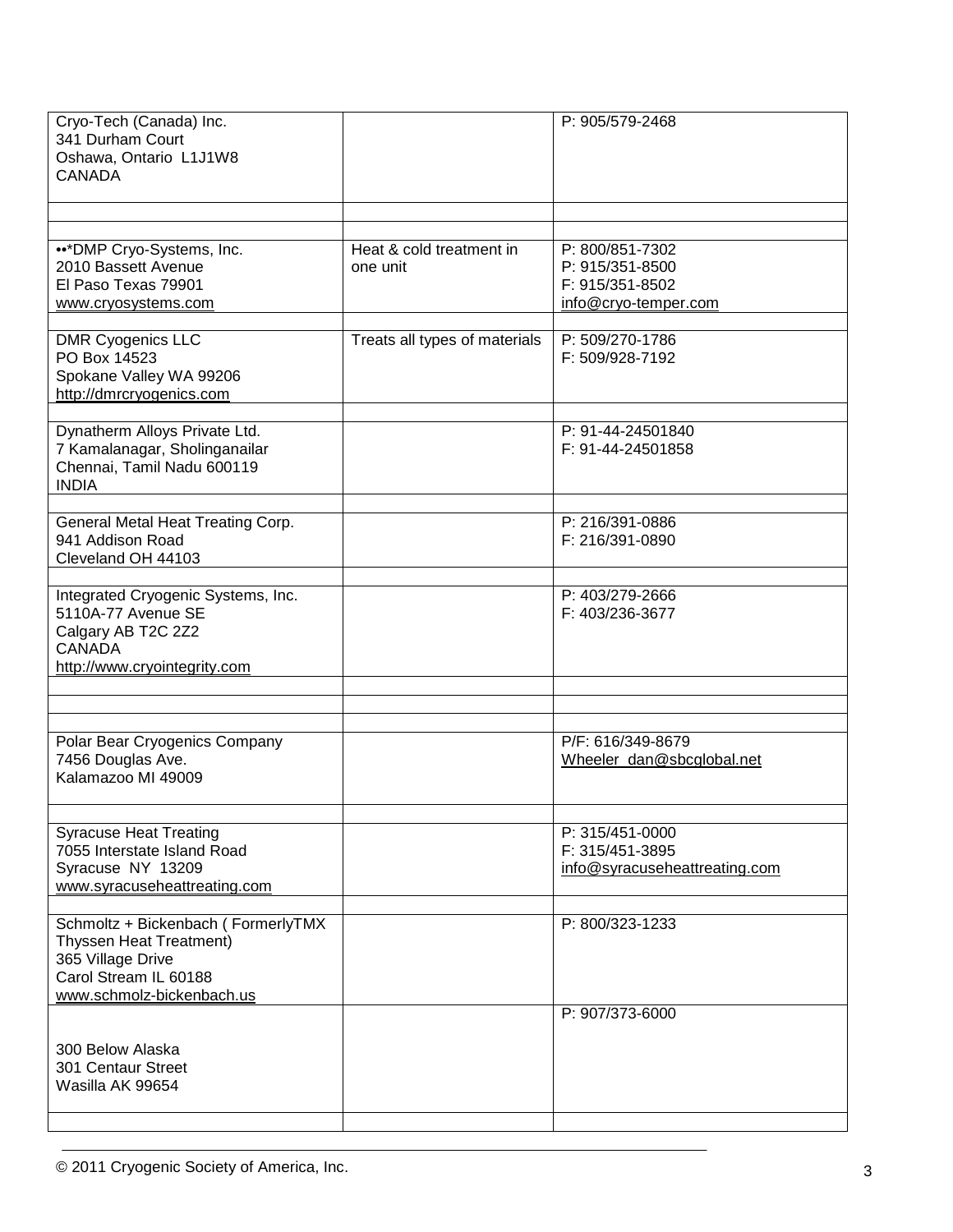| | | |
|---|---|---|
| Cryo-Tech (Canada) Inc.<br>341 Durham Court<br>Oshawa, Ontario L1J1W8<br>CANADA | | P: 905/579-2468 |
| | | |
| | | |
| ••*DMP Cryo-Systems, Inc.<br>2010 Bassett Avenue<br>El Paso Texas 79901<br>www.cryosystems.com | Heat & cold treatment in one unit | P: 800/851-7302<br>P: 915/351-8500<br>F: 915/351-8502<br>info@cryo-temper.com |
| | | |
| DMR Cyogenics LLC<br>PO Box 14523<br>Spokane Valley WA 99206<br>http://dmrcryogenics.com | Treats all types of materials | P: 509/270-1786<br>F: 509/928-7192 |
| | | |
| Dynatherm Alloys Private Ltd.<br>7 Kamalanagar, Sholinganailar<br>Chennai, Tamil Nadu 600119<br>INDIA | | P: 91-44-24501840<br>F: 91-44-24501858 |
| | | |
| General Metal Heat Treating Corp.<br>941 Addison Road<br>Cleveland OH 44103 | | P: 216/391-0886<br>F: 216/391-0890 |
| | | |
| Integrated Cryogenic Systems, Inc.<br>5110A-77 Avenue SE<br>Calgary AB T2C 2Z2<br>CANADA<br>http://www.cryointegrity.com | | P: 403/279-2666<br>F: 403/236-3677 |
| | | |
| | | |
| | | |
| Polar Bear Cryogenics Company<br>7456 Douglas Ave.<br>Kalamazoo MI 49009 | | P/F: 616/349-8679<br>Wheeler_dan@sbcglobal.net |
| | | |
| Syracuse Heat Treating<br>7055 Interstate Island Road<br>Syracuse NY 13209<br>www.syracuseheattreating.com | | P: 315/451-0000<br>F: 315/451-3895<br>info@syracuseheattreating.com |
| | | |
| Schmoltz + Bickenbach ( FormerlyTMX Thyssen Heat Treatment)<br>365 Village Drive<br>Carol Stream IL 60188<br>www.schmolz-bickenbach.us | | P: 800/323-1233 |
| 300 Below Alaska<br>301 Centaur Street<br>Wasilla AK 99654 | | P: 907/373-6000 |
| | | |

© 2011 Cryogenic Society of America, Inc.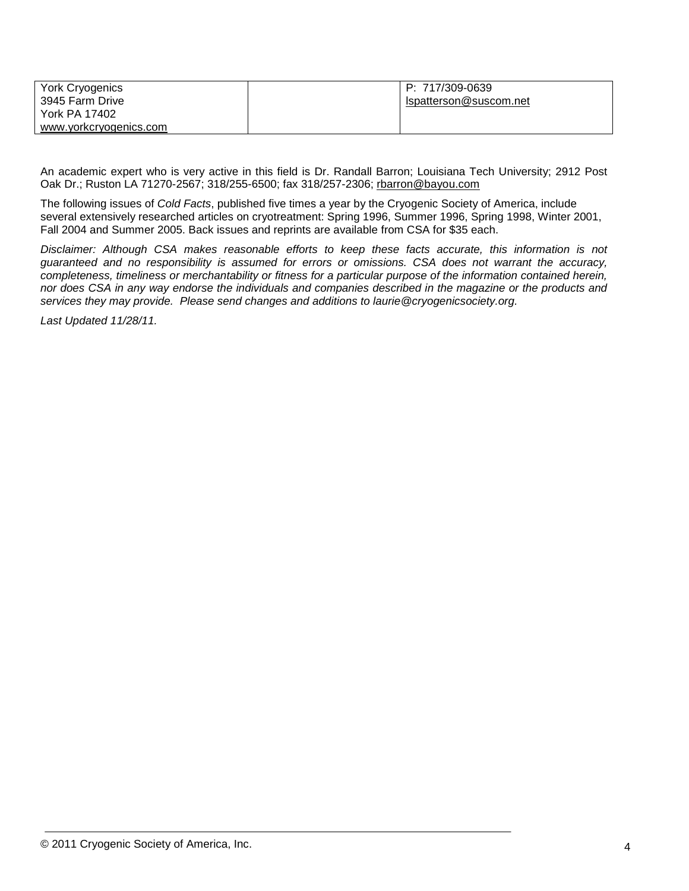| | | |
|---|---|---|
| York Cryogenics<br>3945 Farm Drive<br>York PA 17402<br>www.yorkcryogenics.com | | P: 717/309-0639<br>lspatterson@suscom.net |

An academic expert who is very active in this field is Dr. Randall Barron; Louisiana Tech University; 2912 Post Oak Dr.; Ruston LA 71270-2567; 318/255-6500; fax 318/257-2306; rbarron@bayou.com

The following issues of *Cold Facts*, published five times a year by the Cryogenic Society of America, include several extensively researched articles on cryotreatment: Spring 1996, Summer 1996, Spring 1998, Winter 2001, Fall 2004 and Summer 2005. Back issues and reprints are available from CSA for $35 each.

*Disclaimer: Although CSA makes reasonable efforts to keep these facts accurate, this information is not guaranteed and no responsibility is assumed for errors or omissions. CSA does not warrant the accuracy, completeness, timeliness or merchantability or fitness for a particular purpose of the information contained herein, nor does CSA in any way endorse the individuals and companies described in the magazine or the products and services they may provide. Please send changes and additions to laurie@cryogenicsociety.org.*

*Last Updated 11/28/11.*

© 2011 Cryogenic Society of America, Inc.